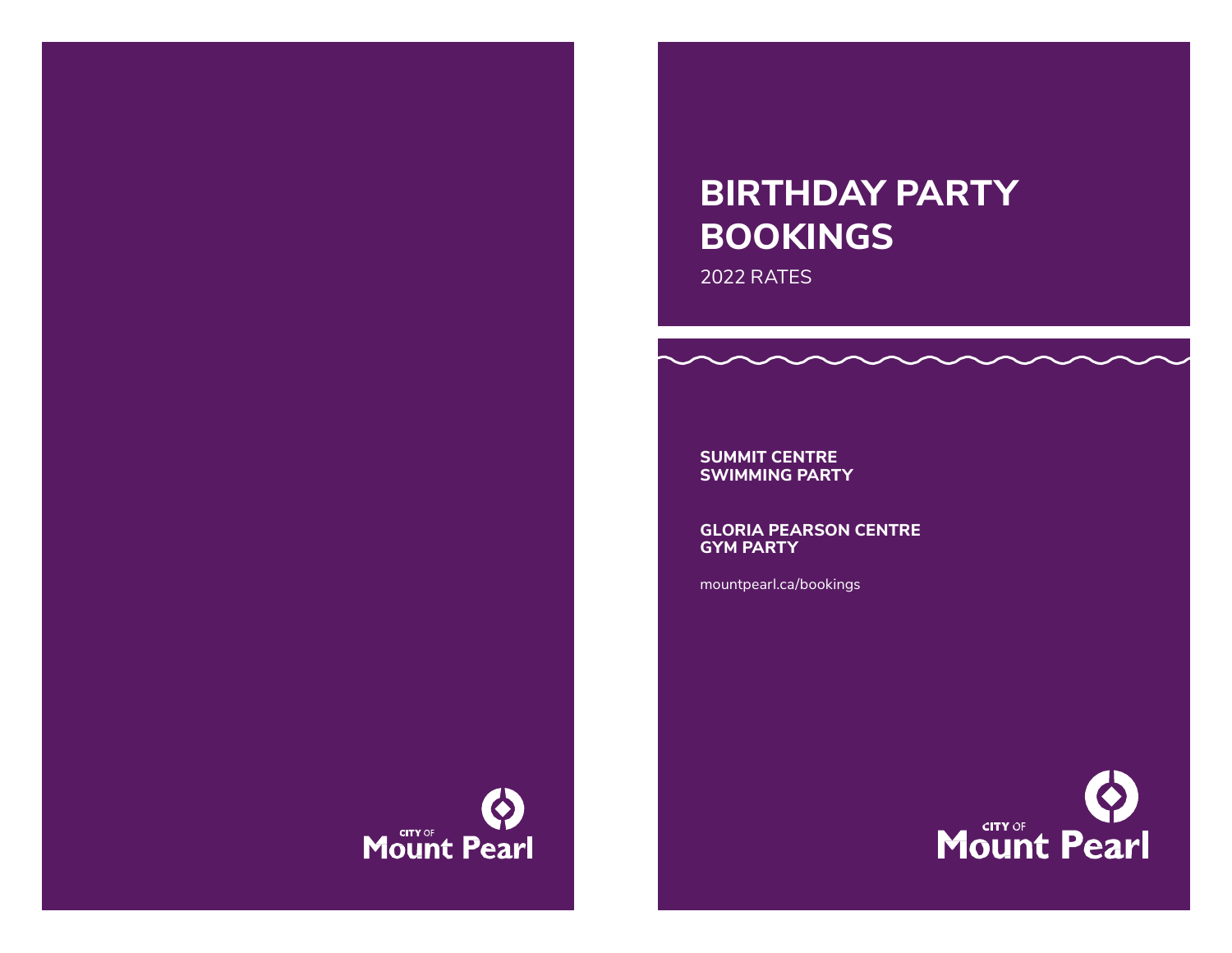CITY OF Mount Pearl

# BIRTHDAY PARTY BOOKINGS

2022 RATES

**SUMMIT CENTRE SWIMMING PARTY**

**GLORIA PEARSON CENTRE GYM PARTY**

mountpearl.ca/bookings

CITY OF Mount Pearl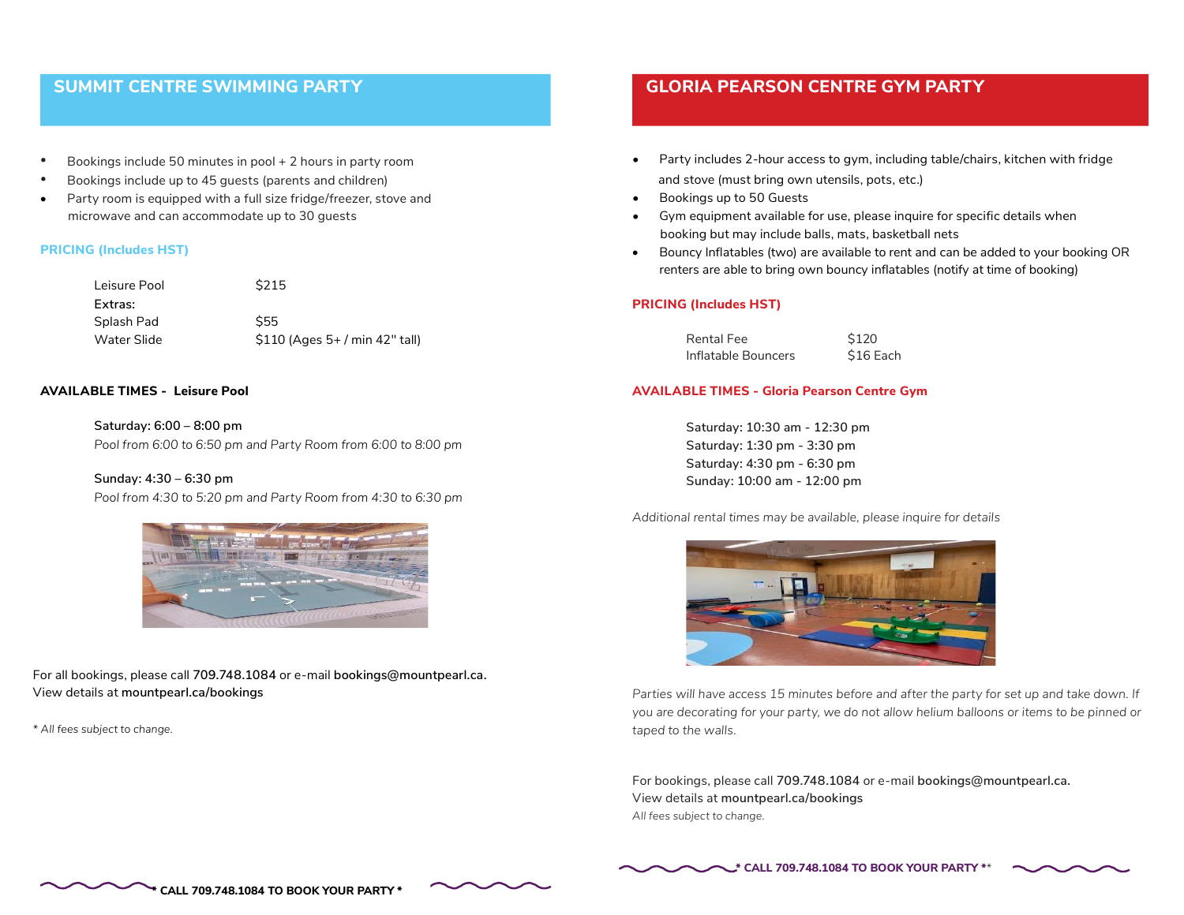## SUMMIT CENTRE SWIMMING PARTY

- Bookings include 50 minutes in pool + 2 hours in party room
- Bookings include up to 45 guests (parents and children)
- Party room is equipped with a full size fridge/freezer, stove and microwave and can accommodate up to 30 guests

### PRICING (Includes HST)

| | |
|---|---|
| Leisure Pool | $215 |
| **Extras:** | |
| Splash Pad | $55 |
| Water Slide | $110 (Ages 5+ / min 42" tall) |

### AVAILABLE TIMES - Leisure Pool

**Saturday: 6:00 – 8:00 pm**
*Pool from 6:00 to 6:50 pm and Party Room from 6:00 to 8:00 pm*

**Sunday: 4:30 – 6:30 pm**
*Pool from 4:30 to 5:20 pm and Party Room from 4:30 to 6:30 pm*

For all bookings, please call **709.748.1084** or e-mail **bookings@mountpearl.ca.**
View details at **mountpearl.ca/bookings**

*\* All fees subject to change.*

**\* CALL 709.748.1084 TO BOOK YOUR PARTY \***

## GLORIA PEARSON CENTRE GYM PARTY

- Party includes 2-hour access to gym, including table/chairs, kitchen with fridge and stove (must bring own utensils, pots, etc.)
- Bookings up to 50 Guests
- Gym equipment available for use, please inquire for specific details when booking but may include balls, mats, basketball nets
- Bouncy Inflatables (two) are available to rent and can be added to your booking OR renters are able to bring own bouncy inflatables (notify at time of booking)

### PRICING (Includes HST)

| | |
|---|---|
| Rental Fee | $120 |
| Inflatable Bouncers | $16 Each |

### AVAILABLE TIMES - Gloria Pearson Centre Gym

Saturday: 10:30 am - 12:30 pm
Saturday: 1:30 pm - 3:30 pm
Saturday: 4:30 pm - 6:30 pm
Sunday: 10:00 am - 12:00 pm

*Additional rental times may be available, please inquire for details*

*Parties will have access 15 minutes before and after the party for set up and take down. If you are decorating for your party, we do not allow helium balloons or items to be pinned or taped to the walls.*

For bookings, please call **709.748.1084** or e-mail **bookings@mountpearl.ca.**
View details at **mountpearl.ca/bookings**
*All fees subject to change.*

**\* CALL 709.748.1084 TO BOOK YOUR PARTY \*\***